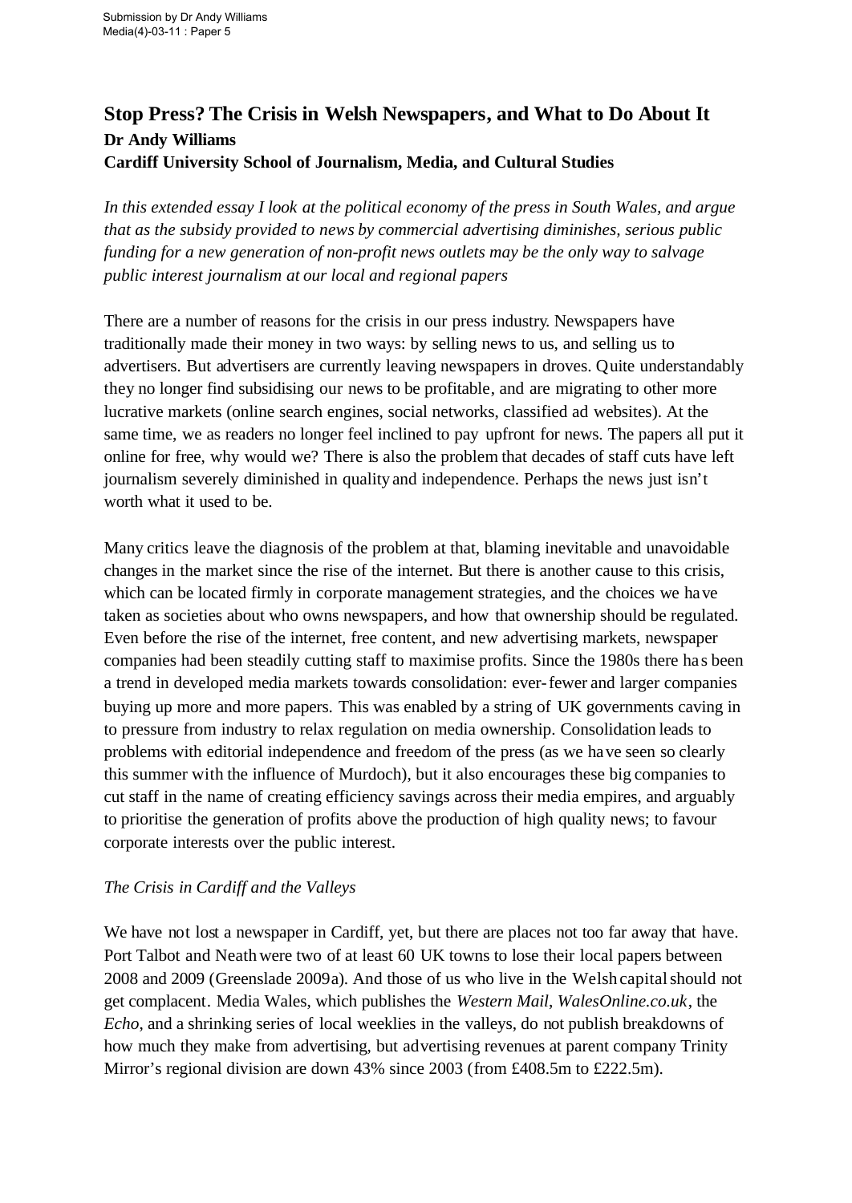Submission by Dr Andy Williams
Media(4)-03-11 : Paper 5

# Stop Press? The Crisis in Welsh Newspapers, and What to Do About It

**Dr Andy Williams**

**Cardiff University School of Journalism, Media, and Cultural Studies**

*In this extended essay I look at the political economy of the press in South Wales, and argue that as the subsidy provided to news by commercial advertising diminishes, serious public funding for a new generation of non-profit news outlets may be the only way to salvage public interest journalism at our local and regional papers*

There are a number of reasons for the crisis in our press industry. Newspapers have traditionally made their money in two ways: by selling news to us, and selling us to advertisers. But advertisers are currently leaving newspapers in droves. Quite understandably they no longer find subsidising our news to be profitable, and are migrating to other more lucrative markets (online search engines, social networks, classified ad websites). At the same time, we as readers no longer feel inclined to pay upfront for news. The papers all put it online for free, why would we? There is also the problem that decades of staff cuts have left journalism severely diminished in quality and independence. Perhaps the news just isn't worth what it used to be.

Many critics leave the diagnosis of the problem at that, blaming inevitable and unavoidable changes in the market since the rise of the internet. But there is another cause to this crisis, which can be located firmly in corporate management strategies, and the choices we have taken as societies about who owns newspapers, and how that ownership should be regulated. Even before the rise of the internet, free content, and new advertising markets, newspaper companies had been steadily cutting staff to maximise profits. Since the 1980s there has been a trend in developed media markets towards consolidation: ever-fewer and larger companies buying up more and more papers. This was enabled by a string of UK governments caving in to pressure from industry to relax regulation on media ownership. Consolidation leads to problems with editorial independence and freedom of the press (as we have seen so clearly this summer with the influence of Murdoch), but it also encourages these big companies to cut staff in the name of creating efficiency savings across their media empires, and arguably to prioritise the generation of profits above the production of high quality news; to favour corporate interests over the public interest.

## *The Crisis in Cardiff and the Valleys*

We have not lost a newspaper in Cardiff, yet, but there are places not too far away that have. Port Talbot and Neath were two of at least 60 UK towns to lose their local papers between 2008 and 2009 (Greenslade 2009a). And those of us who live in the Welsh capital should not get complacent. Media Wales, which publishes the *Western Mail*, *WalesOnline.co.uk*, the *Echo*, and a shrinking series of local weeklies in the valleys, do not publish breakdowns of how much they make from advertising, but advertising revenues at parent company Trinity Mirror's regional division are down 43% since 2003 (from £408.5m to £222.5m).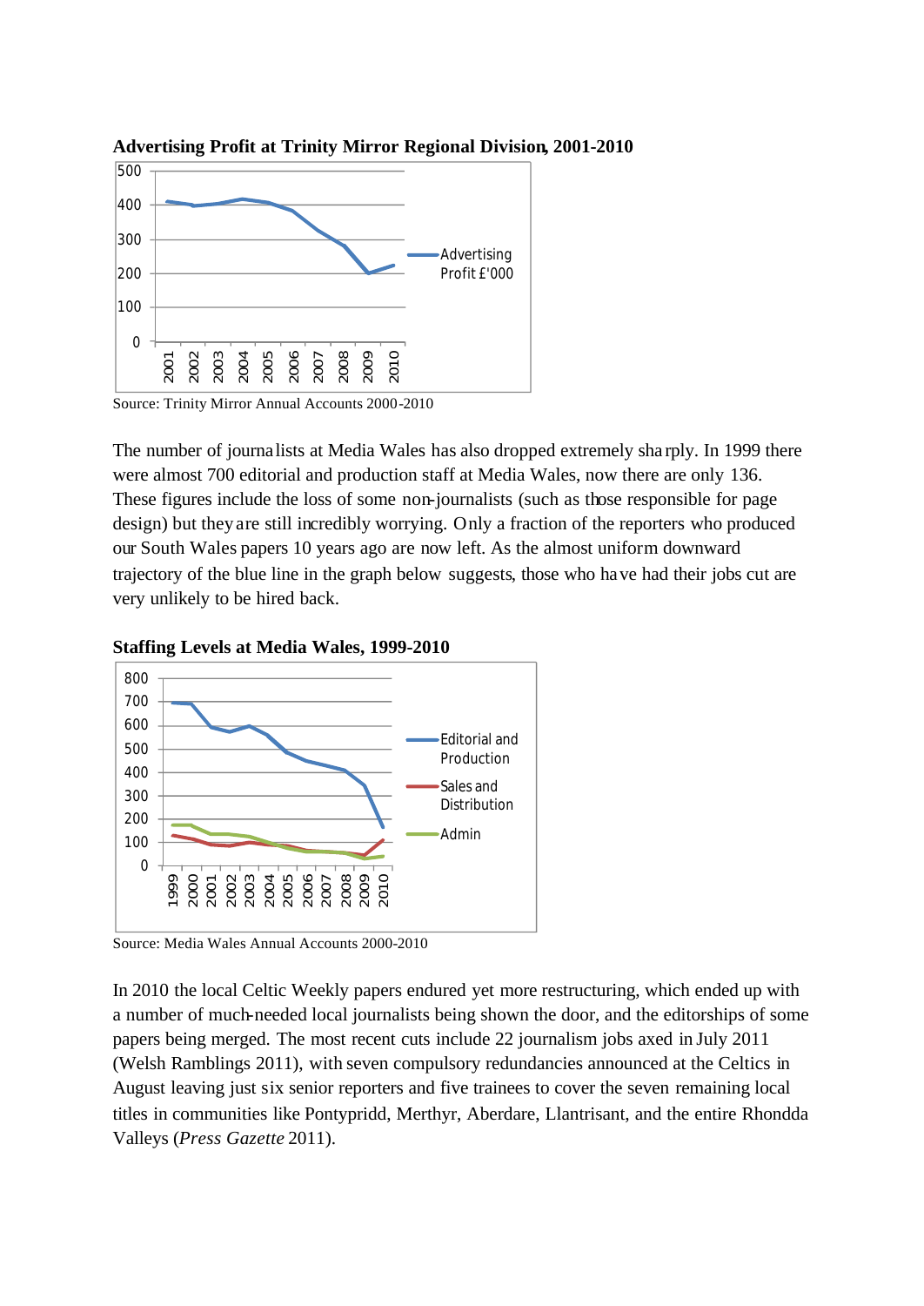**Advertising Profit at Trinity Mirror Regional Division, 2001-2010**

Source: Trinity Mirror Annual Accounts 2000-2010

The number of journalists at Media Wales has also dropped extremely sharply. In 1999 there were almost 700 editorial and production staff at Media Wales, now there are only 136. These figures include the loss of some non-journalists (such as those responsible for page design) but they are still incredibly worrying. Only a fraction of the reporters who produced our South Wales papers 10 years ago are now left. As the almost uniform downward trajectory of the blue line in the graph below suggests, those who have had their jobs cut are very unlikely to be hired back.

**Staffing Levels at Media Wales, 1999-2010**

Source: Media Wales Annual Accounts 2000-2010

In 2010 the local Celtic Weekly papers endured yet more restructuring, which ended up with a number of much-needed local journalists being shown the door, and the editorships of some papers being merged. The most recent cuts include 22 journalism jobs axed in July 2011 (Welsh Ramblings 2011), with seven compulsory redundancies announced at the Celtics in August leaving just six senior reporters and five trainees to cover the seven remaining local titles in communities like Pontypridd, Merthyr, Aberdare, Llantrisant, and the entire Rhondda Valleys (*Press Gazette* 2011).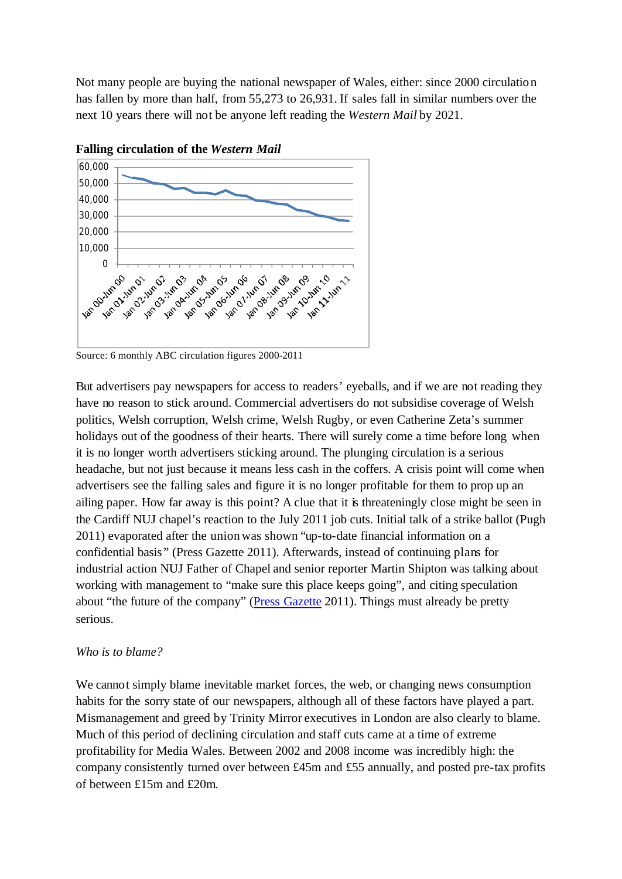Not many people are buying the national newspaper of Wales, either: since 2000 circulation has fallen by more than half, from 55,273 to 26,931. If sales fall in similar numbers over the next 10 years there will not be anyone left reading the *Western Mail* by 2021.

**Falling circulation of the *Western Mail***

Source: 6 monthly ABC circulation figures 2000-2011

But advertisers pay newspapers for access to readers' eyeballs, and if we are not reading they have no reason to stick around. Commercial advertisers do not subsidise coverage of Welsh politics, Welsh corruption, Welsh crime, Welsh Rugby, or even Catherine Zeta's summer holidays out of the goodness of their hearts. There will surely come a time before long when it is no longer worth advertisers sticking around. The plunging circulation is a serious headache, but not just because it means less cash in the coffers. A crisis point will come when advertisers see the falling sales and figure it is no longer profitable for them to prop up an ailing paper. How far away is this point? A clue that it is threateningly close might be seen in the Cardiff NUJ chapel's reaction to the July 2011 job cuts. Initial talk of a strike ballot (Pugh 2011) evaporated after the union was shown "up-to-date financial information on a confidential basis" (Press Gazette 2011). Afterwards, instead of continuing plans for industrial action NUJ Father of Chapel and senior reporter Martin Shipton was talking about working with management to "make sure this place keeps going", and citing speculation about "the future of the company" (Press Gazette 2011). Things must already be pretty serious.

*Who is to blame?*

We cannot simply blame inevitable market forces, the web, or changing news consumption habits for the sorry state of our newspapers, although all of these factors have played a part. Mismanagement and greed by Trinity Mirror executives in London are also clearly to blame. Much of this period of declining circulation and staff cuts came at a time of extreme profitability for Media Wales. Between 2002 and 2008 income was incredibly high: the company consistently turned over between £45m and £55 annually, and posted pre-tax profits of between £15m and £20m.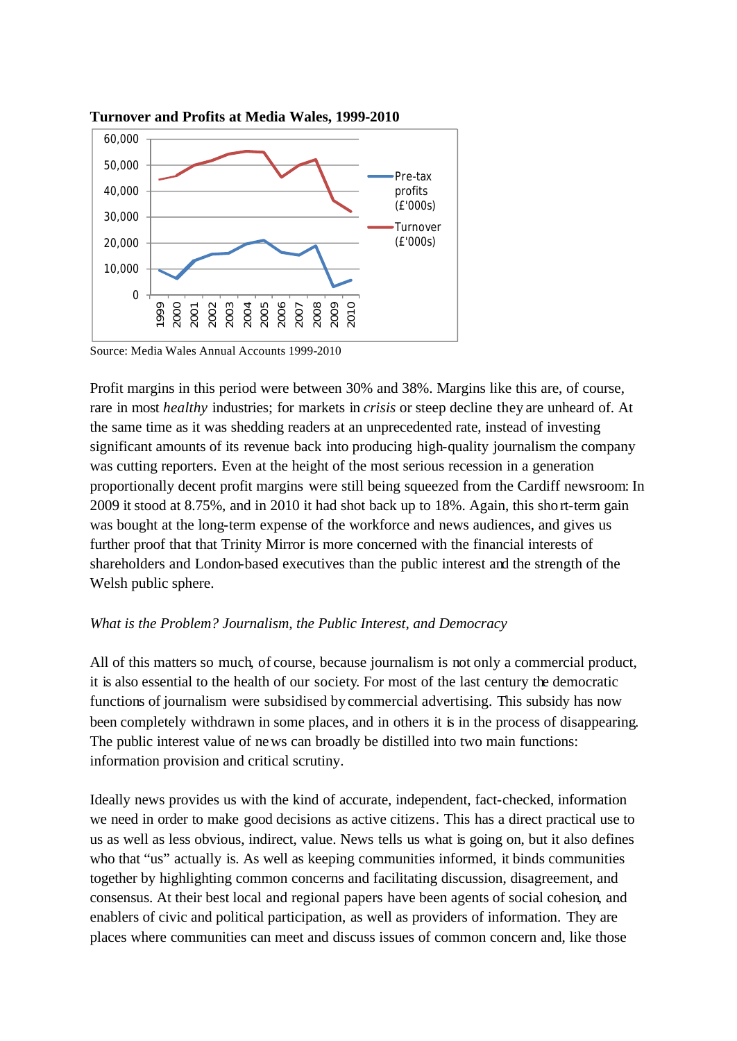**Turnover and Profits at Media Wales, 1999-2010**

Source: Media Wales Annual Accounts 1999-2010

Profit margins in this period were between 30% and 38%. Margins like this are, of course, rare in most *healthy* industries; for markets in *crisis* or steep decline they are unheard of. At the same time as it was shedding readers at an unprecedented rate, instead of investing significant amounts of its revenue back into producing high-quality journalism the company was cutting reporters. Even at the height of the most serious recession in a generation proportionally decent profit margins were still being squeezed from the Cardiff newsroom: In 2009 it stood at 8.75%, and in 2010 it had shot back up to 18%. Again, this short-term gain was bought at the long-term expense of the workforce and news audiences, and gives us further proof that that Trinity Mirror is more concerned with the financial interests of shareholders and London-based executives than the public interest and the strength of the Welsh public sphere.

*What is the Problem? Journalism, the Public Interest, and Democracy*

All of this matters so much, of course, because journalism is not only a commercial product, it is also essential to the health of our society. For most of the last century the democratic functions of journalism were subsidised by commercial advertising. This subsidy has now been completely withdrawn in some places, and in others it is in the process of disappearing. The public interest value of news can broadly be distilled into two main functions: information provision and critical scrutiny.

Ideally news provides us with the kind of accurate, independent, fact-checked, information we need in order to make good decisions as active citizens. This has a direct practical use to us as well as less obvious, indirect, value. News tells us what is going on, but it also defines who that "us" actually is. As well as keeping communities informed, it binds communities together by highlighting common concerns and facilitating discussion, disagreement, and consensus. At their best local and regional papers have been agents of social cohesion, and enablers of civic and political participation, as well as providers of information. They are places where communities can meet and discuss issues of common concern and, like those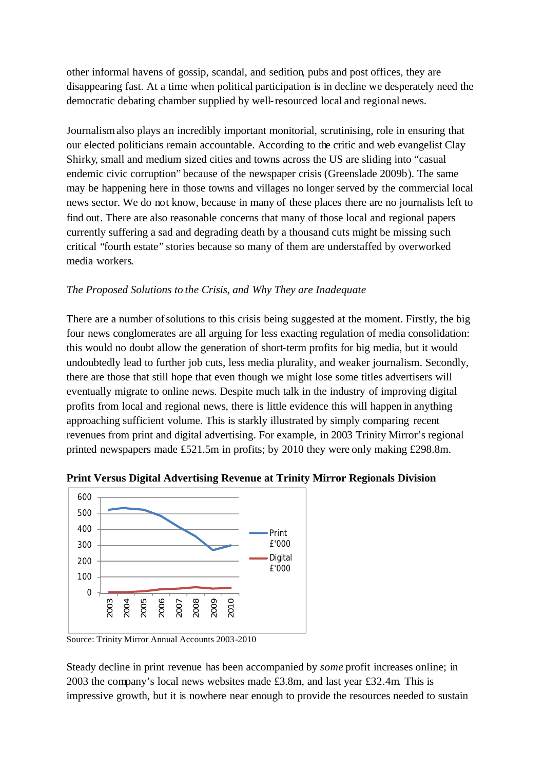other informal havens of gossip, scandal, and sedition, pubs and post offices, they are disappearing fast. At a time when political participation is in decline we desperately need the democratic debating chamber supplied by well-resourced local and regional news.

Journalism also plays an incredibly important monitorial, scrutinising, role in ensuring that our elected politicians remain accountable. According to the critic and web evangelist Clay Shirky, small and medium sized cities and towns across the US are sliding into "casual endemic civic corruption" because of the newspaper crisis (Greenslade 2009b). The same may be happening here in those towns and villages no longer served by the commercial local news sector. We do not know, because in many of these places there are no journalists left to find out. There are also reasonable concerns that many of those local and regional papers currently suffering a sad and degrading death by a thousand cuts might be missing such critical "fourth estate" stories because so many of them are understaffed by overworked media workers.

*The Proposed Solutions to the Crisis, and Why They are Inadequate*

There are a number of solutions to this crisis being suggested at the moment. Firstly, the big four news conglomerates are all arguing for less exacting regulation of media consolidation: this would no doubt allow the generation of short-term profits for big media, but it would undoubtedly lead to further job cuts, less media plurality, and weaker journalism. Secondly, there are those that still hope that even though we might lose some titles advertisers will eventually migrate to online news. Despite much talk in the industry of improving digital profits from local and regional news, there is little evidence this will happen in anything approaching sufficient volume. This is starkly illustrated by simply comparing recent revenues from print and digital advertising. For example, in 2003 Trinity Mirror's regional printed newspapers made £521.5m in profits; by 2010 they were only making £298.8m.

**Print Versus Digital Advertising Revenue at Trinity Mirror Regionals Division**

Source: Trinity Mirror Annual Accounts 2003-2010

Steady decline in print revenue has been accompanied by *some* profit increases online; in 2003 the company's local news websites made £3.8m, and last year £32.4m. This is impressive growth, but it is nowhere near enough to provide the resources needed to sustain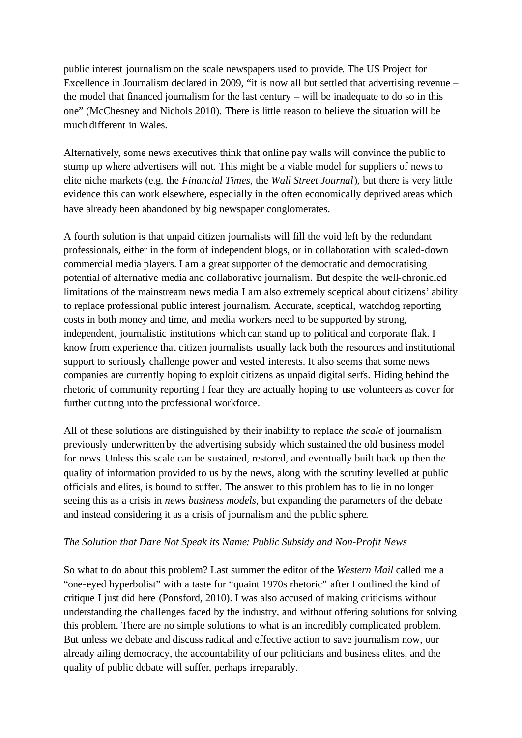public interest journalism on the scale newspapers used to provide. The US Project for Excellence in Journalism declared in 2009, "it is now all but settled that advertising revenue – the model that financed journalism for the last century – will be inadequate to do so in this one" (McChesney and Nichols 2010). There is little reason to believe the situation will be much different in Wales.

Alternatively, some news executives think that online pay walls will convince the public to stump up where advertisers will not. This might be a viable model for suppliers of news to elite niche markets (e.g. the *Financial Times*, the *Wall Street Journal*), but there is very little evidence this can work elsewhere, especially in the often economically deprived areas which have already been abandoned by big newspaper conglomerates.

A fourth solution is that unpaid citizen journalists will fill the void left by the redundant professionals, either in the form of independent blogs, or in collaboration with scaled-down commercial media players. I am a great supporter of the democratic and democratising potential of alternative media and collaborative journalism. But despite the well-chronicled limitations of the mainstream news media I am also extremely sceptical about citizens' ability to replace professional public interest journalism. Accurate, sceptical, watchdog reporting costs in both money and time, and media workers need to be supported by strong, independent, journalistic institutions which can stand up to political and corporate flak. I know from experience that citizen journalists usually lack both the resources and institutional support to seriously challenge power and vested interests. It also seems that some news companies are currently hoping to exploit citizens as unpaid digital serfs. Hiding behind the rhetoric of community reporting I fear they are actually hoping to use volunteers as cover for further cutting into the professional workforce.

All of these solutions are distinguished by their inability to replace *the scale* of journalism previously underwritten by the advertising subsidy which sustained the old business model for news. Unless this scale can be sustained, restored, and eventually built back up then the quality of information provided to us by the news, along with the scrutiny levelled at public officials and elites, is bound to suffer. The answer to this problem has to lie in no longer seeing this as a crisis in *news business models*, but expanding the parameters of the debate and instead considering it as a crisis of journalism and the public sphere.

*The Solution that Dare Not Speak its Name: Public Subsidy and Non-Profit News*

So what to do about this problem? Last summer the editor of the *Western Mail* called me a "one-eyed hyperbolist" with a taste for "quaint 1970s rhetoric" after I outlined the kind of critique I just did here (Ponsford, 2010). I was also accused of making criticisms without understanding the challenges faced by the industry, and without offering solutions for solving this problem. There are no simple solutions to what is an incredibly complicated problem. But unless we debate and discuss radical and effective action to save journalism now, our already ailing democracy, the accountability of our politicians and business elites, and the quality of public debate will suffer, perhaps irreparably.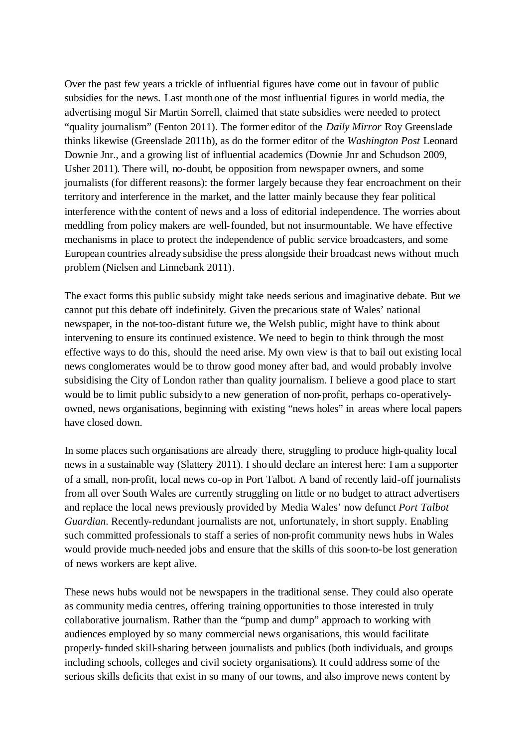Over the past few years a trickle of influential figures have come out in favour of public subsidies for the news. Last month one of the most influential figures in world media, the advertising mogul Sir Martin Sorrell, claimed that state subsidies were needed to protect "quality journalism" (Fenton 2011). The former editor of the *Daily Mirror* Roy Greenslade thinks likewise (Greenslade 2011b), as do the former editor of the *Washington Post* Leonard Downie Jnr., and a growing list of influential academics (Downie Jnr and Schudson 2009, Usher 2011). There will, no-doubt, be opposition from newspaper owners, and some journalists (for different reasons): the former largely because they fear encroachment on their territory and interference in the market, and the latter mainly because they fear political interference with the content of news and a loss of editorial independence. The worries about meddling from policy makers are well-founded, but not insurmountable. We have effective mechanisms in place to protect the independence of public service broadcasters, and some European countries already subsidise the press alongside their broadcast news without much problem (Nielsen and Linnebank 2011).

The exact forms this public subsidy might take needs serious and imaginative debate. But we cannot put this debate off indefinitely. Given the precarious state of Wales' national newspaper, in the not-too-distant future we, the Welsh public, might have to think about intervening to ensure its continued existence. We need to begin to think through the most effective ways to do this, should the need arise. My own view is that to bail out existing local news conglomerates would be to throw good money after bad, and would probably involve subsidising the City of London rather than quality journalism. I believe a good place to start would be to limit public subsidy to a new generation of non-profit, perhaps co-operatively-owned, news organisations, beginning with existing "news holes" in areas where local papers have closed down.

In some places such organisations are already there, struggling to produce high-quality local news in a sustainable way (Slattery 2011). I should declare an interest here: I am a supporter of a small, non-profit, local news co-op in Port Talbot. A band of recently laid-off journalists from all over South Wales are currently struggling on little or no budget to attract advertisers and replace the local news previously provided by Media Wales' now defunct *Port Talbot Guardian*. Recently-redundant journalists are not, unfortunately, in short supply. Enabling such committed professionals to staff a series of non-profit community news hubs in Wales would provide much-needed jobs and ensure that the skills of this soon-to-be lost generation of news workers are kept alive.

These news hubs would not be newspapers in the traditional sense. They could also operate as community media centres, offering training opportunities to those interested in truly collaborative journalism. Rather than the "pump and dump" approach to working with audiences employed by so many commercial news organisations, this would facilitate properly-funded skill-sharing between journalists and publics (both individuals, and groups including schools, colleges and civil society organisations). It could address some of the serious skills deficits that exist in so many of our towns, and also improve news content by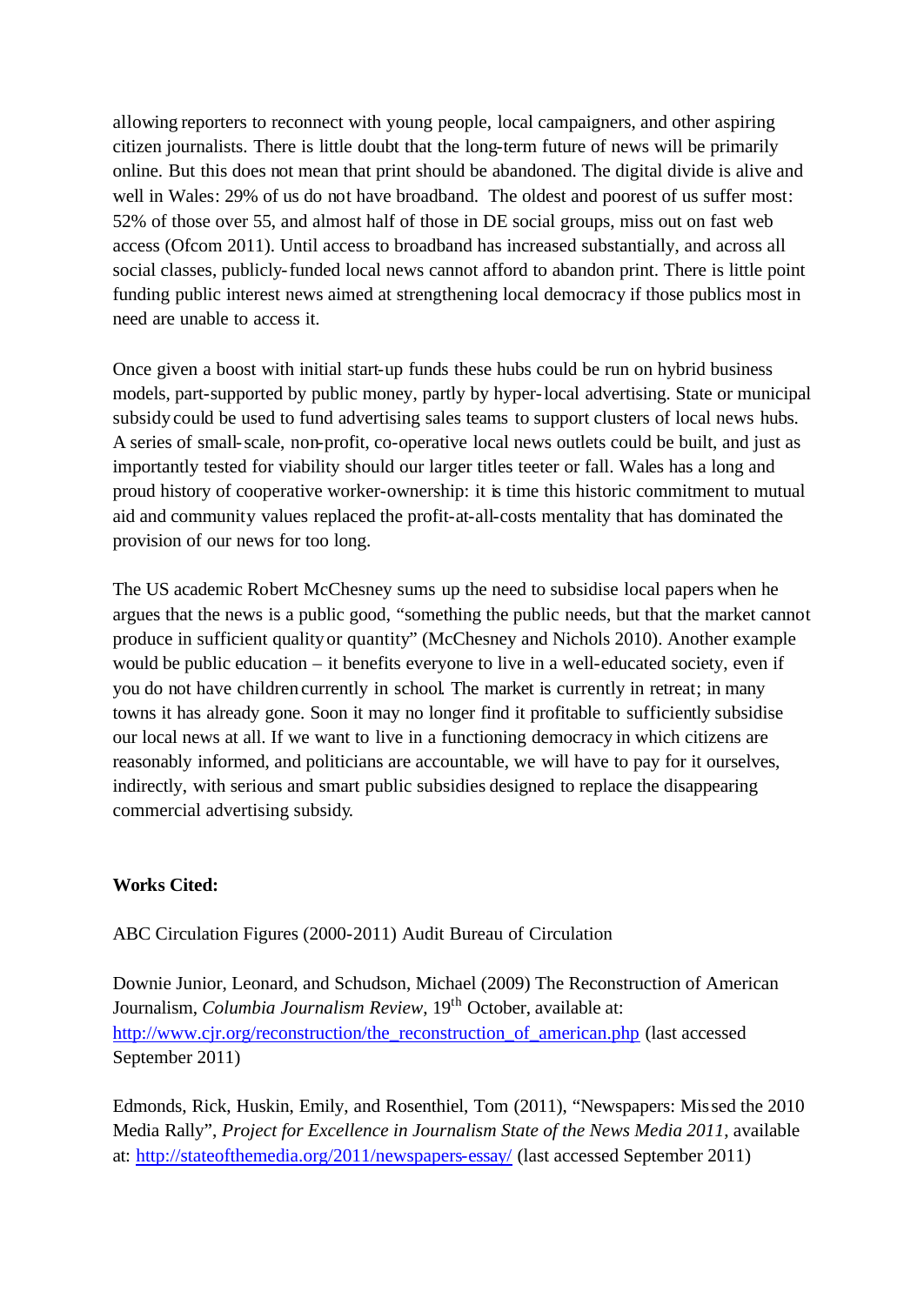allowing reporters to reconnect with young people, local campaigners, and other aspiring citizen journalists. There is little doubt that the long-term future of news will be primarily online. But this does not mean that print should be abandoned. The digital divide is alive and well in Wales: 29% of us do not have broadband. The oldest and poorest of us suffer most: 52% of those over 55, and almost half of those in DE social groups, miss out on fast web access (Ofcom 2011). Until access to broadband has increased substantially, and across all social classes, publicly-funded local news cannot afford to abandon print. There is little point funding public interest news aimed at strengthening local democracy if those publics most in need are unable to access it.

Once given a boost with initial start-up funds these hubs could be run on hybrid business models, part-supported by public money, partly by hyper-local advertising. State or municipal subsidy could be used to fund advertising sales teams to support clusters of local news hubs. A series of small-scale, non-profit, co-operative local news outlets could be built, and just as importantly tested for viability should our larger titles teeter or fall. Wales has a long and proud history of cooperative worker-ownership: it is time this historic commitment to mutual aid and community values replaced the profit-at-all-costs mentality that has dominated the provision of our news for too long.

The US academic Robert McChesney sums up the need to subsidise local papers when he argues that the news is a public good, "something the public needs, but that the market cannot produce in sufficient quality or quantity" (McChesney and Nichols 2010). Another example would be public education – it benefits everyone to live in a well-educated society, even if you do not have children currently in school. The market is currently in retreat; in many towns it has already gone. Soon it may no longer find it profitable to sufficiently subsidise our local news at all. If we want to live in a functioning democracy in which citizens are reasonably informed, and politicians are accountable, we will have to pay for it ourselves, indirectly, with serious and smart public subsidies designed to replace the disappearing commercial advertising subsidy.

**Works Cited:**

ABC Circulation Figures (2000-2011) Audit Bureau of Circulation

Downie Junior, Leonard, and Schudson, Michael (2009) The Reconstruction of American Journalism, *Columbia Journalism Review*, 19th October, available at: http://www.cjr.org/reconstruction/the_reconstruction_of_american.php (last accessed September 2011)

Edmonds, Rick, Huskin, Emily, and Rosenthiel, Tom (2011), "Newspapers: Missed the 2010 Media Rally", *Project for Excellence in Journalism State of the News Media 2011*, available at: http://stateofthemedia.org/2011/newspapers-essay/ (last accessed September 2011)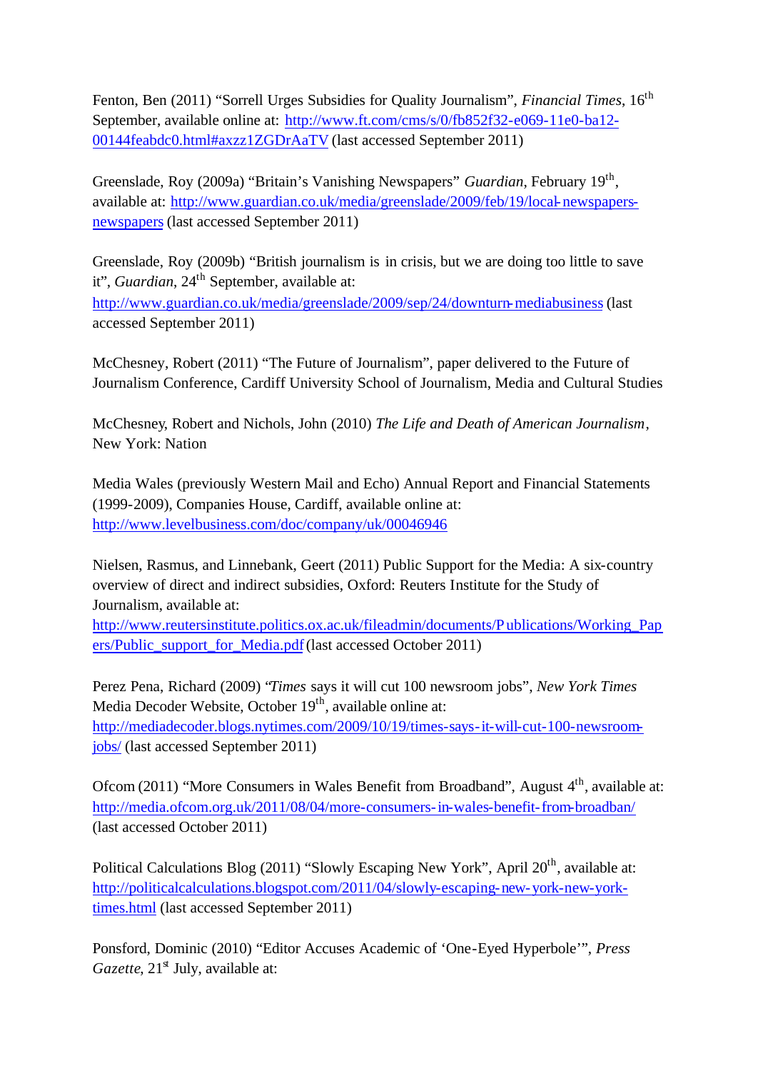Fenton, Ben (2011) "Sorrell Urges Subsidies for Quality Journalism", *Financial Times*, 16th September, available online at: http://www.ft.com/cms/s/0/fb852f32-e069-11e0-ba12-00144feabdc0.html#axzz1ZGDrAaTV (last accessed September 2011)

Greenslade, Roy (2009a) "Britain's Vanishing Newspapers" *Guardian*, February 19th, available at: http://www.guardian.co.uk/media/greenslade/2009/feb/19/local-newspapers-newspapers (last accessed September 2011)

Greenslade, Roy (2009b) "British journalism is in crisis, but we are doing too little to save it", *Guardian*, 24th September, available at: http://www.guardian.co.uk/media/greenslade/2009/sep/24/downturn-mediabusiness (last accessed September 2011)

McChesney, Robert (2011) "The Future of Journalism", paper delivered to the Future of Journalism Conference, Cardiff University School of Journalism, Media and Cultural Studies

McChesney, Robert and Nichols, John (2010) *The Life and Death of American Journalism*, New York: Nation

Media Wales (previously Western Mail and Echo) Annual Report and Financial Statements (1999-2009), Companies House, Cardiff, available online at: http://www.levelbusiness.com/doc/company/uk/00046946

Nielsen, Rasmus, and Linnebank, Geert (2011) Public Support for the Media: A six-country overview of direct and indirect subsidies, Oxford: Reuters Institute for the Study of Journalism, available at: http://www.reutersinstitute.politics.ox.ac.uk/fileadmin/documents/Publications/Working_Papers/Public_support_for_Media.pdf (last accessed October 2011)

Perez Pena, Richard (2009) "*Times* says it will cut 100 newsroom jobs", *New York Times* Media Decoder Website, October 19th, available online at: http://mediadecoder.blogs.nytimes.com/2009/10/19/times-says-it-will-cut-100-newsroom-jobs/ (last accessed September 2011)

Ofcom (2011) "More Consumers in Wales Benefit from Broadband", August 4th, available at: http://media.ofcom.org.uk/2011/08/04/more-consumers-in-wales-benefit-from-broadban/ (last accessed October 2011)

Political Calculations Blog (2011) "Slowly Escaping New York", April 20th, available at: http://politicalcalculations.blogspot.com/2011/04/slowly-escaping-new-york-new-york-times.html (last accessed September 2011)

Ponsford, Dominic (2010) "Editor Accuses Academic of 'One-Eyed Hyperbole'", *Press Gazette*, 21st July, available at: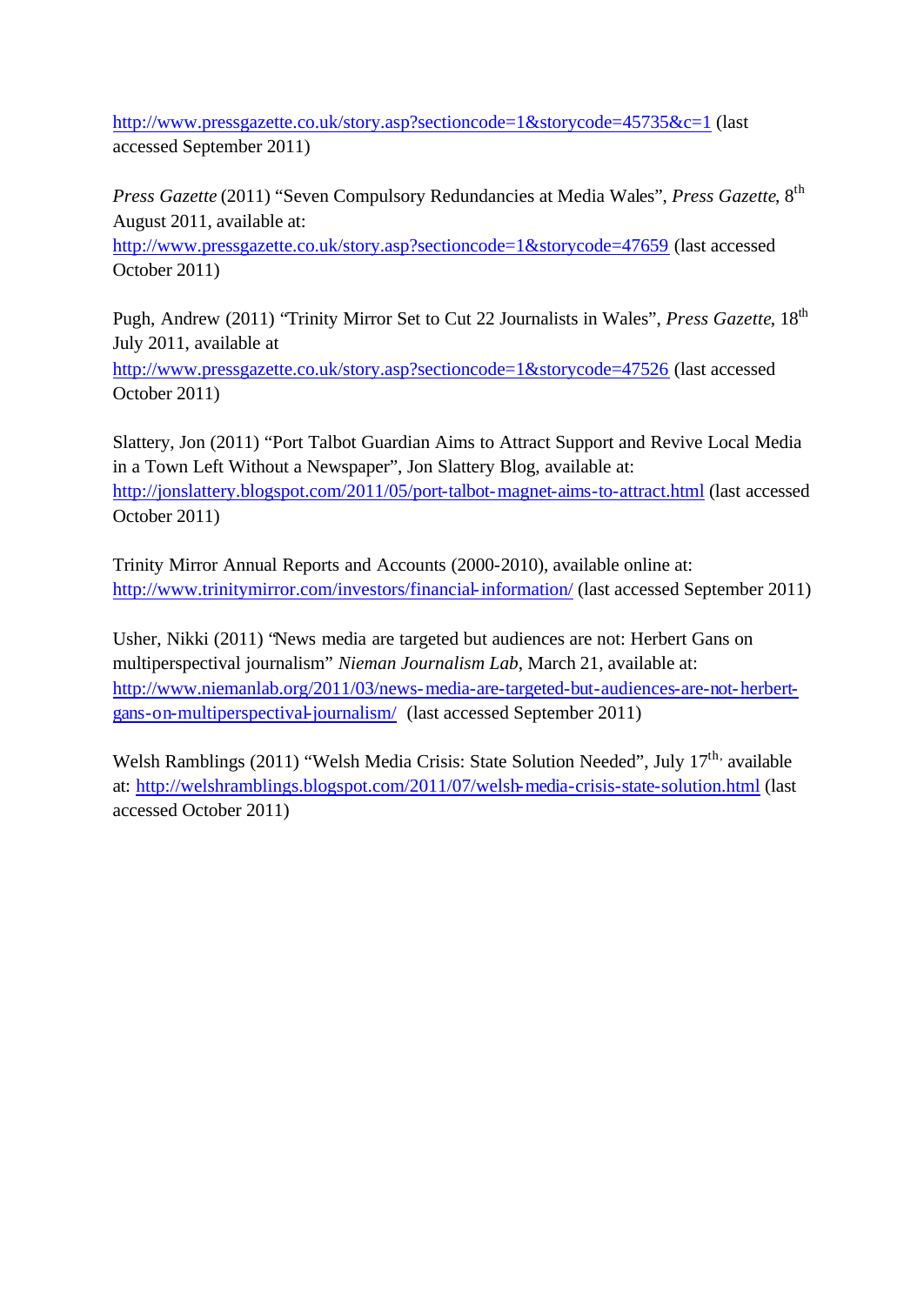http://www.pressgazette.co.uk/story.asp?sectioncode=1&storycode=45735&c=1 (last accessed September 2011)

*Press Gazette* (2011) "Seven Compulsory Redundancies at Media Wales", *Press Gazette*, 8th August 2011, available at: http://www.pressgazette.co.uk/story.asp?sectioncode=1&storycode=47659 (last accessed October 2011)

Pugh, Andrew (2011) "Trinity Mirror Set to Cut 22 Journalists in Wales", *Press Gazette*, 18th July 2011, available at http://www.pressgazette.co.uk/story.asp?sectioncode=1&storycode=47526 (last accessed October 2011)

Slattery, Jon (2011) "Port Talbot Guardian Aims to Attract Support and Revive Local Media in a Town Left Without a Newspaper", Jon Slattery Blog, available at: http://jonslattery.blogspot.com/2011/05/port-talbot-magnet-aims-to-attract.html (last accessed October 2011)

Trinity Mirror Annual Reports and Accounts (2000-2010), available online at: http://www.trinitymirror.com/investors/financial-information/ (last accessed September 2011)

Usher, Nikki (2011) "News media are targeted but audiences are not: Herbert Gans on multiperspectival journalism" *Nieman Journalism Lab*, March 21, available at: http://www.niemanlab.org/2011/03/news-media-are-targeted-but-audiences-are-not-herbert-gans-on-multiperspectival-journalism/ (last accessed September 2011)

Welsh Ramblings (2011) "Welsh Media Crisis: State Solution Needed", July 17th, available at: http://welshramblings.blogspot.com/2011/07/welsh-media-crisis-state-solution.html (last accessed October 2011)